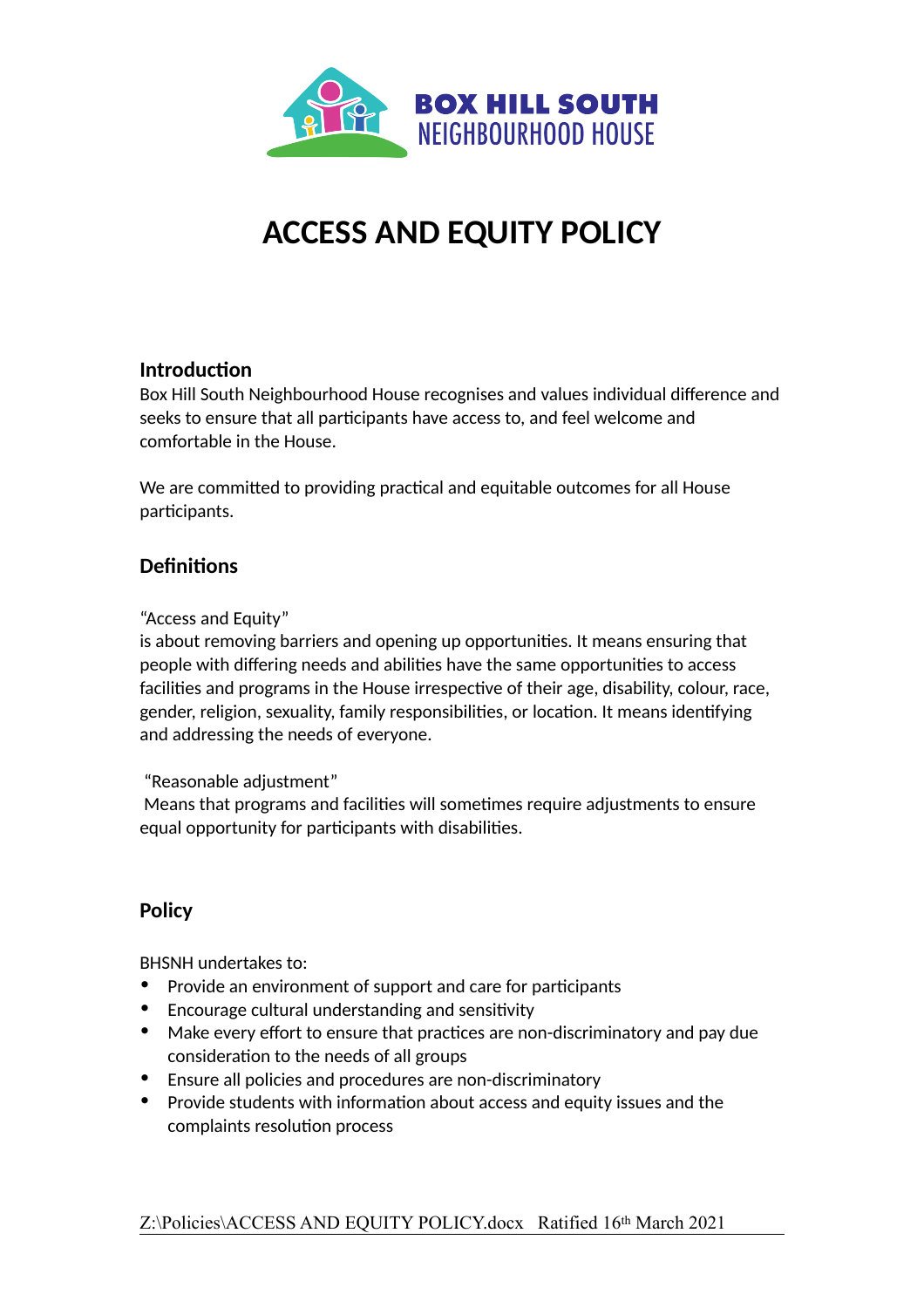BOX HILL SOUTH NEIGHBOURHOOD HOUSE

# ACCESS AND EQUITY POLICY

## Introduction

Box Hill South Neighbourhood House recognises and values individual difference and seeks to ensure that all participants have access to, and feel welcome and comfortable in the House.

We are committed to providing practical and equitable outcomes for all House participants.

## Definitions

"Access and Equity"
is about removing barriers and opening up opportunities. It means ensuring that people with differing needs and abilities have the same opportunities to access facilities and programs in the House irrespective of their age, disability, colour, race, gender, religion, sexuality, family responsibilities, or location. It means identifying and addressing the needs of everyone.

"Reasonable adjustment"
Means that programs and facilities will sometimes require adjustments to ensure equal opportunity for participants with disabilities.

## Policy

BHSNH undertakes to:

- Provide an environment of support and care for participants
- Encourage cultural understanding and sensitivity
- Make every effort to ensure that practices are non-discriminatory and pay due consideration to the needs of all groups
- Ensure all policies and procedures are non-discriminatory
- Provide students with information about access and equity issues and the complaints resolution process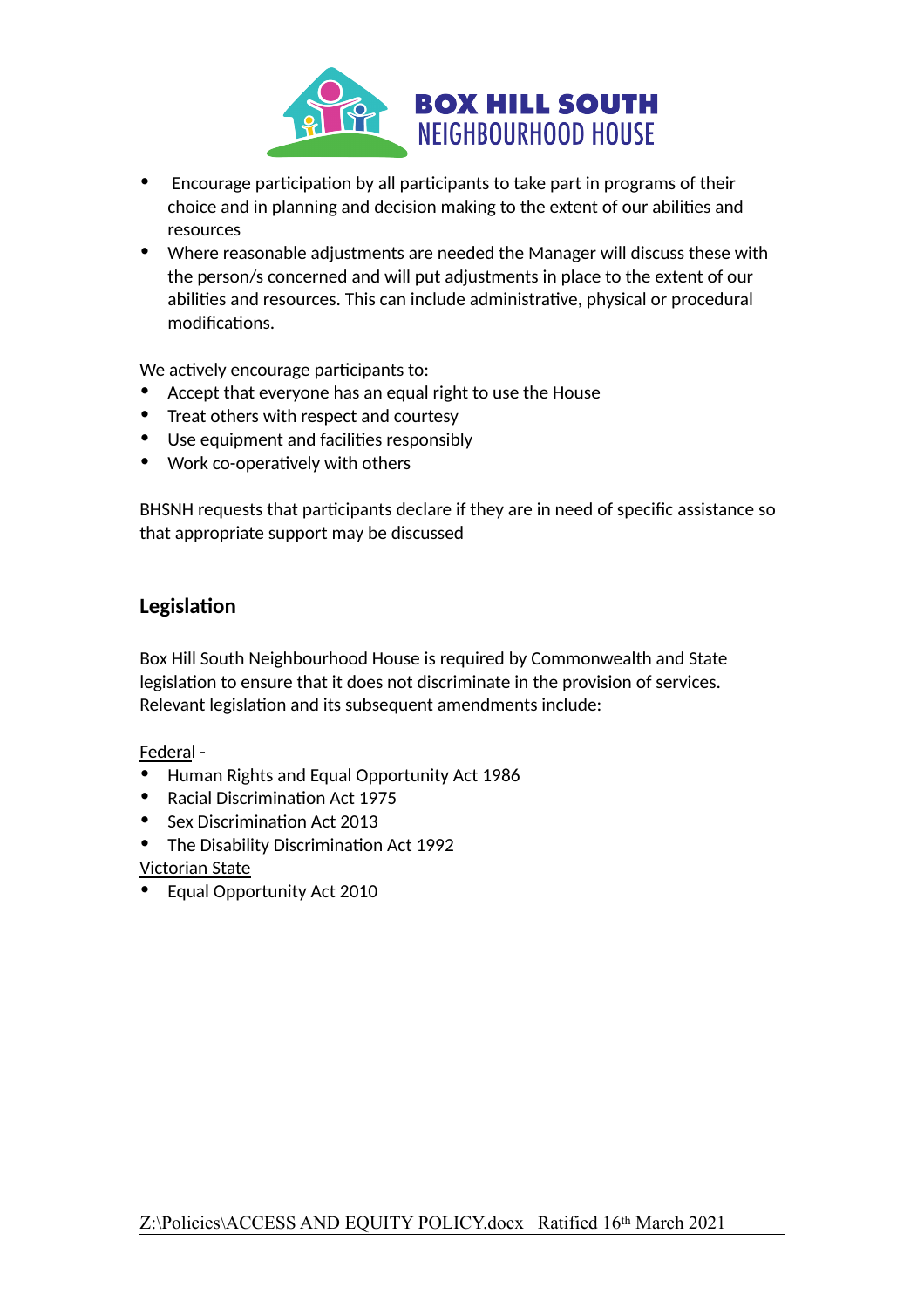- Encourage participation by all participants to take part in programs of their choice and in planning and decision making to the extent of our abilities and resources
- Where reasonable adjustments are needed the Manager will discuss these with the person/s concerned and will put adjustments in place to the extent of our abilities and resources. This can include administrative, physical or procedural modifications.

We actively encourage participants to:

- Accept that everyone has an equal right to use the House
- Treat others with respect and courtesy
- Use equipment and facilities responsibly
- Work co-operatively with others

BHSNH requests that participants declare if they are in need of specific assistance so that appropriate support may be discussed

## Legislation

Box Hill South Neighbourhood House is required by Commonwealth and State legislation to ensure that it does not discriminate in the provision of services. Relevant legislation and its subsequent amendments include:

Federal -

- Human Rights and Equal Opportunity Act 1986
- Racial Discrimination Act 1975
- Sex Discrimination Act 2013
- The Disability Discrimination Act 1992

Victorian State

- Equal Opportunity Act 2010